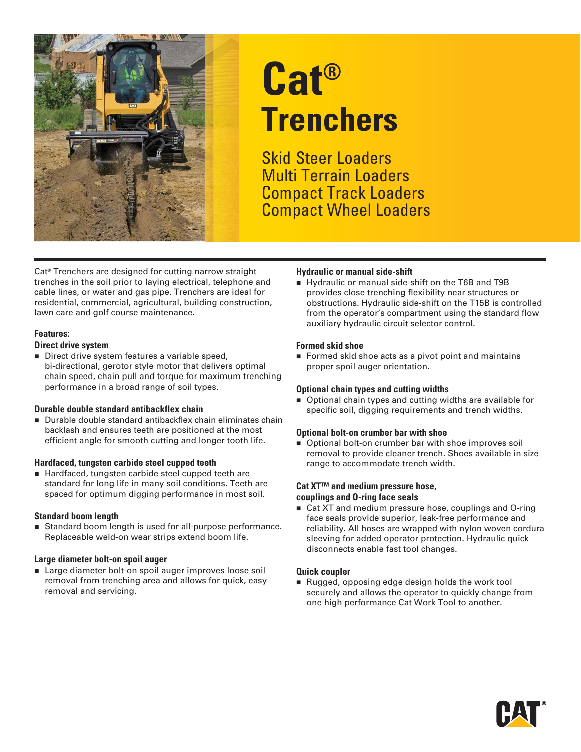# Cat® Trenchers

## Skid Steer Loaders
## Multi Terrain Loaders
## Compact Track Loaders
## Compact Wheel Loaders

Cat® Trenchers are designed for cutting narrow straight trenches in the soil prior to laying electrical, telephone and cable lines, or water and gas pipe. Trenchers are ideal for residential, commercial, agricultural, building construction, lawn care and golf course maintenance.

### Features:

#### Direct drive system

- Direct drive system features a variable speed, bi-directional, gerotor style motor that delivers optimal chain speed, chain pull and torque for maximum trenching performance in a broad range of soil types.

#### Durable double standard antibackflex chain

- Durable double standard antibackflex chain eliminates chain backlash and ensures teeth are positioned at the most efficient angle for smooth cutting and longer tooth life.

#### Hardfaced, tungsten carbide steel cupped teeth

- Hardfaced, tungsten carbide steel cupped teeth are standard for long life in many soil conditions. Teeth are spaced for optimum digging performance in most soil.

#### Standard boom length

- Standard boom length is used for all-purpose performance. Replaceable weld-on wear strips extend boom life.

#### Large diameter bolt-on spoil auger

- Large diameter bolt-on spoil auger improves loose soil removal from trenching area and allows for quick, easy removal and servicing.

#### Hydraulic or manual side-shift

- Hydraulic or manual side-shift on the T6B and T9B provides close trenching flexibility near structures or obstructions. Hydraulic side-shift on the T15B is controlled from the operator's compartment using the standard flow auxiliary hydraulic circuit selector control.

#### Formed skid shoe

- Formed skid shoe acts as a pivot point and maintains proper spoil auger orientation.

#### Optional chain types and cutting widths

- Optional chain types and cutting widths are available for specific soil, digging requirements and trench widths.

#### Optional bolt-on crumber bar with shoe

- Optional bolt-on crumber bar with shoe improves soil removal to provide cleaner trench. Shoes available in size range to accommodate trench width.

#### Cat XT™ and medium pressure hose, couplings and O-ring face seals

- Cat XT and medium pressure hose, couplings and O-ring face seals provide superior, leak-free performance and reliability. All hoses are wrapped with nylon woven cordura sleeving for added operator protection. Hydraulic quick disconnects enable fast tool changes.

#### Quick coupler

- Rugged, opposing edge design holds the work tool securely and allows the operator to quickly change from one high performance Cat Work Tool to another.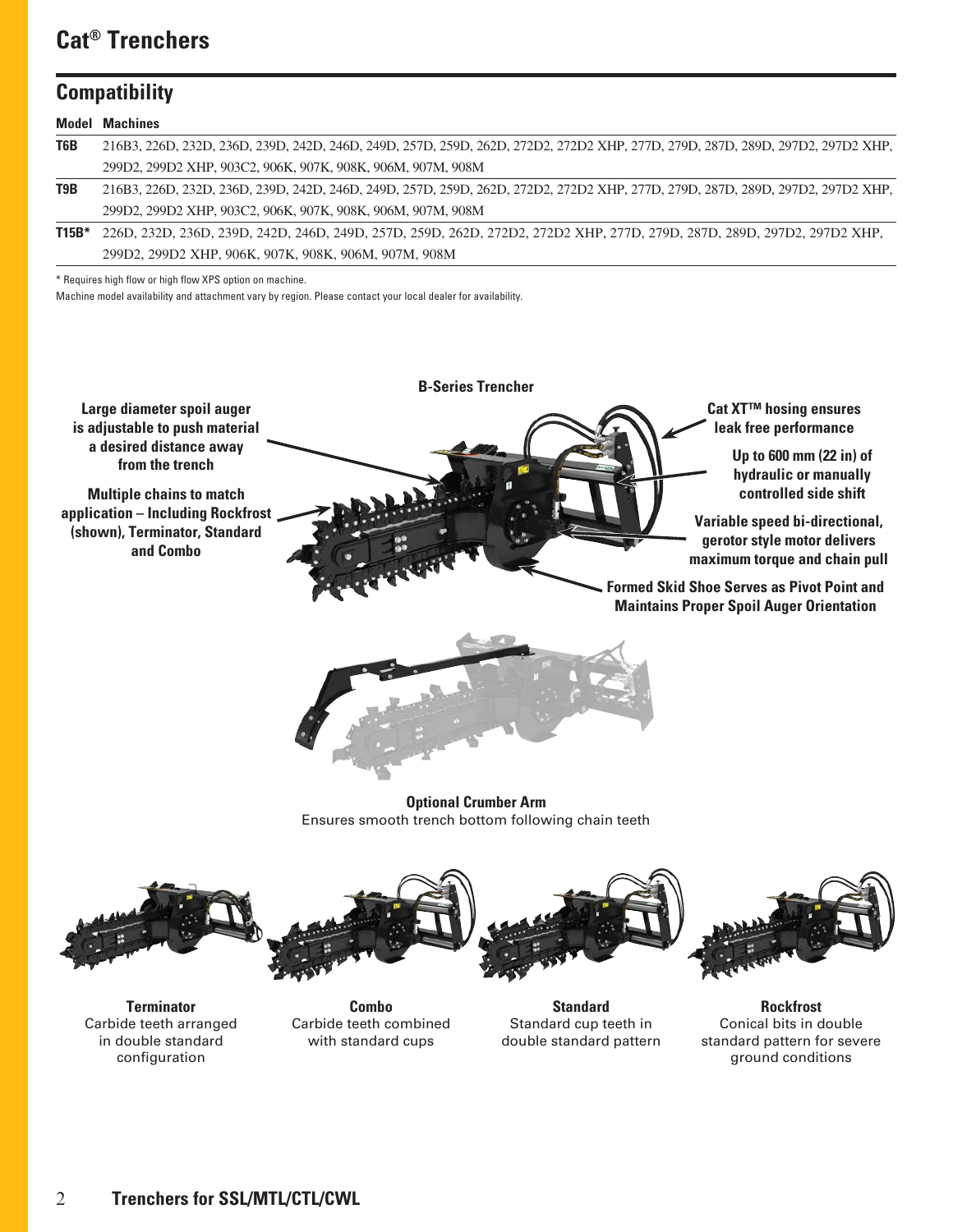# Cat® Trenchers

## Compatibility

| Model | Machines |
|---|---|
| T6B | 216B3, 226D, 232D, 236D, 239D, 242D, 246D, 249D, 257D, 259D, 262D, 272D2, 272D2 XHP, 277D, 279D, 287D, 289D, 297D2, 297D2 XHP, 299D2, 299D2 XHP, 903C2, 906K, 907K, 908K, 906M, 907M, 908M |
| T9B | 216B3, 226D, 232D, 236D, 239D, 242D, 246D, 249D, 257D, 259D, 262D, 272D2, 272D2 XHP, 277D, 279D, 287D, 289D, 297D2, 297D2 XHP, 299D2, 299D2 XHP, 903C2, 906K, 907K, 908K, 906M, 907M, 908M |
| T15B* | 226D, 232D, 236D, 239D, 242D, 246D, 249D, 257D, 259D, 262D, 272D2, 272D2 XHP, 277D, 279D, 287D, 289D, 297D2, 297D2 XHP, 299D2, 299D2 XHP, 906K, 907K, 908K, 906M, 907M, 908M |

* Requires high flow or high flow XPS option on machine.

Machine model availability and attachment vary by region. Please contact your local dealer for availability.

**B-Series Trencher**

**Large diameter spoil auger is adjustable to push material a desired distance away from the trench**

**Multiple chains to match application – Including Rockfrost (shown), Terminator, Standard and Combo**

**Cat XT™ hosing ensures leak free performance**

**Up to 600 mm (22 in) of hydraulic or manually controlled side shift**

**Variable speed bi-directional, gerotor style motor delivers maximum torque and chain pull**

**Formed Skid Shoe Serves as Pivot Point and Maintains Proper Spoil Auger Orientation**

**Optional Crumber Arm**
Ensures smooth trench bottom following chain teeth

**Terminator**
Carbide teeth arranged in double standard configuration

**Combo**
Carbide teeth combined with standard cups

**Standard**
Standard cup teeth in double standard pattern

**Rockfrost**
Conical bits in double standard pattern for severe ground conditions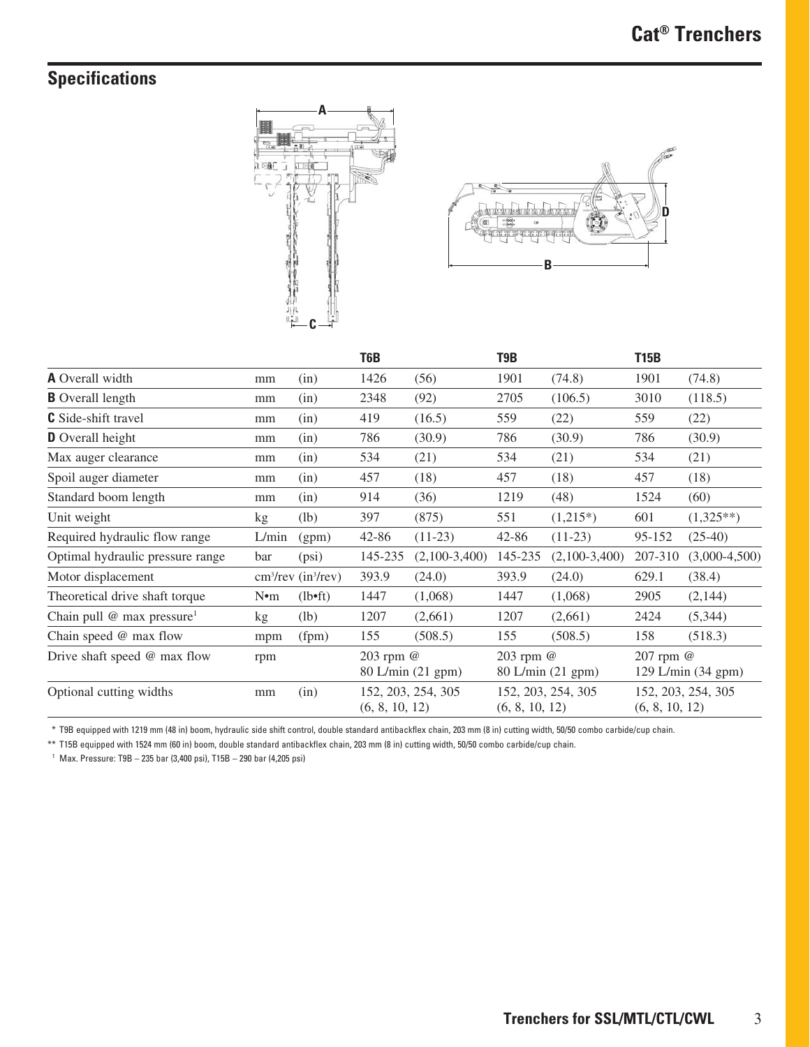## Specifications

| | | | T6B | | T9B | | T15B | |
|---|---|---|---|---|---|---|---|---|
| **A** Overall width | mm | (in) | 1426 | (56) | 1901 | (74.8) | 1901 | (74.8) |
| **B** Overall length | mm | (in) | 2348 | (92) | 2705 | (106.5) | 3010 | (118.5) |
| **C** Side-shift travel | mm | (in) | 419 | (16.5) | 559 | (22) | 559 | (22) |
| **D** Overall height | mm | (in) | 786 | (30.9) | 786 | (30.9) | 786 | (30.9) |
| Max auger clearance | mm | (in) | 534 | (21) | 534 | (21) | 534 | (21) |
| Spoil auger diameter | mm | (in) | 457 | (18) | 457 | (18) | 457 | (18) |
| Standard boom length | mm | (in) | 914 | (36) | 1219 | (48) | 1524 | (60) |
| Unit weight | kg | (lb) | 397 | (875) | 551 | (1,215*) | 601 | (1,325**) |
| Required hydraulic flow range | L/min | (gpm) | 42-86 | (11-23) | 42-86 | (11-23) | 95-152 | (25-40) |
| Optimal hydraulic pressure range | bar | (psi) | 145-235 | (2,100-3,400) | 145-235 | (2,100-3,400) | 207-310 | (3,000-4,500) |
| Motor displacement | $cm^3/rev$ | $(in^3/rev)$ | 393.9 | (24.0) | 393.9 | (24.0) | 629.1 | (38.4) |
| Theoretical drive shaft torque | N•m | (lb•ft) | 1447 | (1,068) | 1447 | (1,068) | 2905 | (2,144) |
| Chain pull @ max pressure[1] | kg | (lb) | 1207 | (2,661) | 1207 | (2,661) | 2424 | (5,344) |
| Chain speed @ max flow | mpm | (fpm) | 155 | (508.5) | 155 | (508.5) | 158 | (518.3) |
| Drive shaft speed @ max flow | rpm | | 203 rpm @ 80 L/min (21 gpm) | | 203 rpm @ 80 L/min (21 gpm) | | 207 rpm @ 129 L/min (34 gpm) | |
| Optional cutting widths | mm | (in) | 152, 203, 254, 305 (6, 8, 10, 12) | | 152, 203, 254, 305 (6, 8, 10, 12) | | 152, 203, 254, 305 (6, 8, 10, 12) | |

* T9B equipped with 1219 mm (48 in) boom, hydraulic side shift control, double standard antibackflex chain, 203 mm (8 in) cutting width, 50/50 combo carbide/cup chain.

** T15B equipped with 1524 mm (60 in) boom, double standard antibackflex chain, 203 mm (8 in) cutting width, 50/50 combo carbide/cup chain.

[1] Max. Pressure: T9B – 235 bar (3,400 psi), T15B – 290 bar (4,205 psi)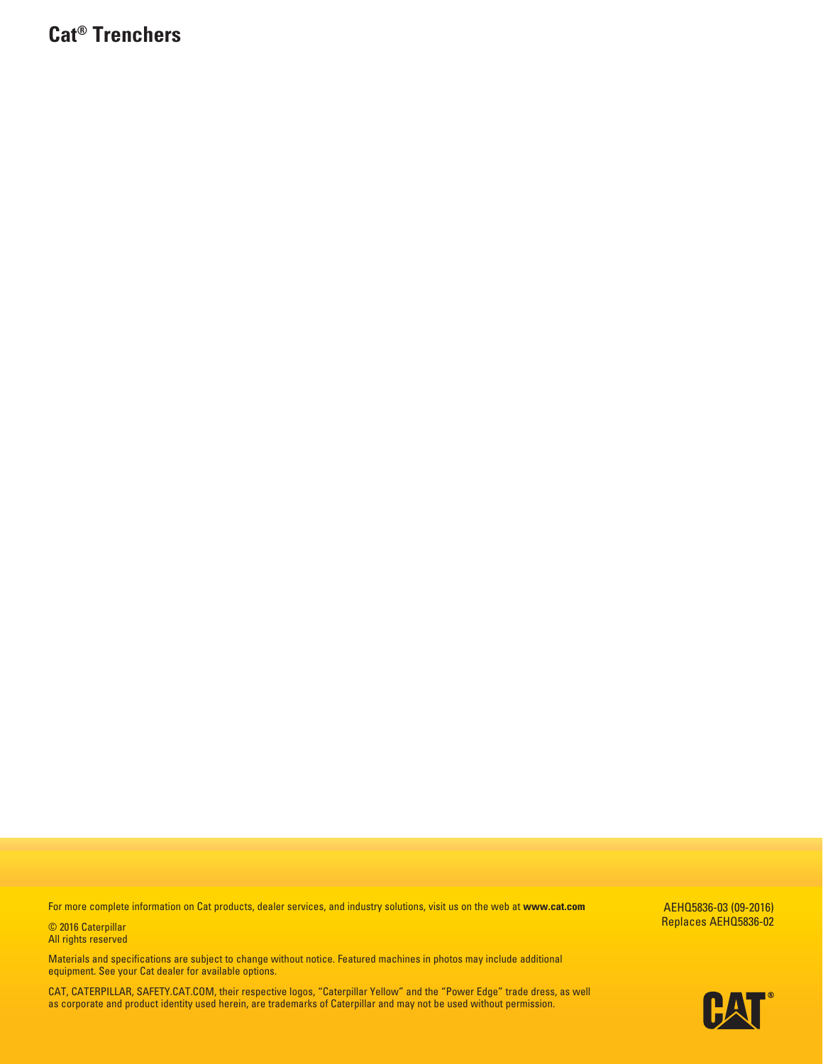# Cat® Trenchers

For more complete information on Cat products, dealer services, and industry solutions, visit us on the web at **www.cat.com**

© 2016 Caterpillar
All rights reserved

Materials and specifications are subject to change without notice. Featured machines in photos may include additional equipment. See your Cat dealer for available options.

CAT, CATERPILLAR, SAFETY.CAT.COM, their respective logos, "Caterpillar Yellow" and the "Power Edge" trade dress, as well as corporate and product identity used herein, are trademarks of Caterpillar and may not be used without permission.

AEHQ5836-03 (09-2016)
Replaces AEHQ5836-02